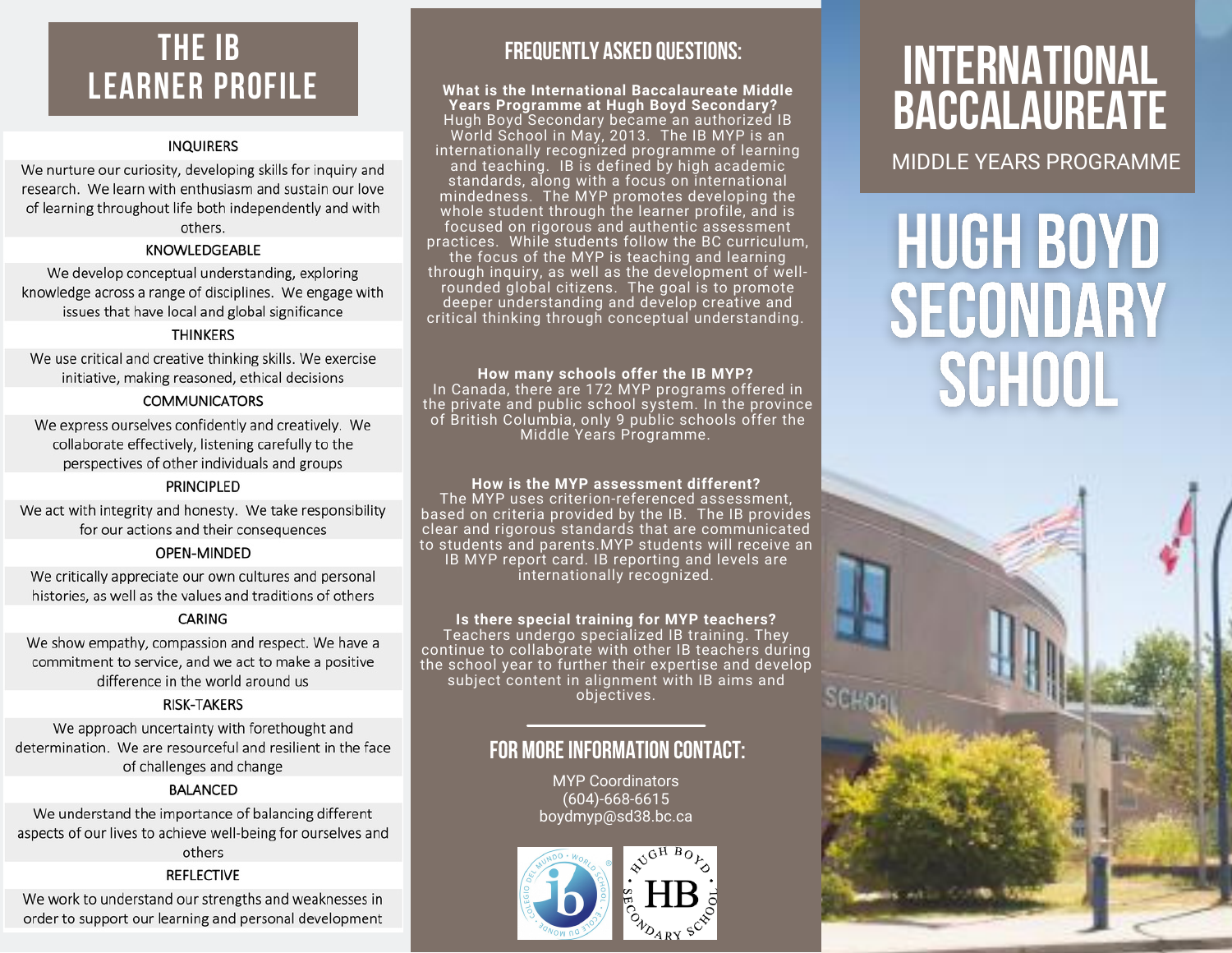# THE IB LEARNER PROFILE

**INQUIRERS**

We nurture our curiosity, developing skills for inquiry and research. We learn with enthusiasm and sustain our love of learning throughout life both independently and with others.

**KNOWLEDGEABLE**

We develop conceptual understanding, exploring knowledge across a range of disciplines. We engage with issues that have local and global significance

**THINKERS**

We use critical and creative thinking skills. We exercise initiative, making reasoned, ethical decisions

**COMMUNICATORS**

We express ourselves confidently and creatively. We collaborate effectively, listening carefully to the perspectives of other individuals and groups

**PRINCIPLED**

We act with integrity and honesty. We take responsibility for our actions and their consequences

**OPEN-MINDED**

We critically appreciate our own cultures and personal histories, as well as the values and traditions of others

**CARING**

We show empathy, compassion and respect. We have a commitment to service, and we act to make a positive difference in the world around us

**RISK-TAKERS**

We approach uncertainty with forethought and determination. We are resourceful and resilient in the face of challenges and change

**BALANCED**

We understand the importance of balancing different aspects of our lives to achieve well-being for ourselves and others

**REFLECTIVE**

We work to understand our strengths and weaknesses in order to support our learning and personal development

## FREQUENTLY ASKED QUESTIONS:

**What is the International Baccalaureate Middle Years Programme at Hugh Boyd Secondary?**
Hugh Boyd Secondary became an authorized IB World School in May, 2013. The IB MYP is an internationally recognized programme of learning and teaching. IB is defined by high academic standards, along with a focus on international mindedness. The MYP promotes developing the whole student through the learner profile, and is focused on rigorous and authentic assessment practices. While students follow the BC curriculum, the focus of the MYP is teaching and learning through inquiry, as well as the development of well-rounded global citizens. The goal is to promote deeper understanding and develop creative and critical thinking through conceptual understanding.

**How many schools offer the IB MYP?**
In Canada, there are 172 MYP programs offered in the private and public school system. In the province of British Columbia, only 9 public schools offer the Middle Years Programme.

**How is the MYP assessment different?**
The MYP uses criterion-referenced assessment, based on criteria provided by the IB. The IB provides clear and rigorous standards that are communicated to students and parents.MYP students will receive an IB MYP report card. IB reporting and levels are internationally recognized.

**Is there special training for MYP teachers?**
Teachers undergo specialized IB training. They continue to collaborate with other IB teachers during the school year to further their expertise and develop subject content in alignment with IB aims and objectives.

## FOR MORE INFORMATION CONTACT:

MYP Coordinators
(604)-668-6615
boydmyp@sd38.bc.ca

# INTERNATIONAL BACCALAUREATE

MIDDLE YEARS PROGRAMME

# HUGH BOYD SECONDARY SCHOOL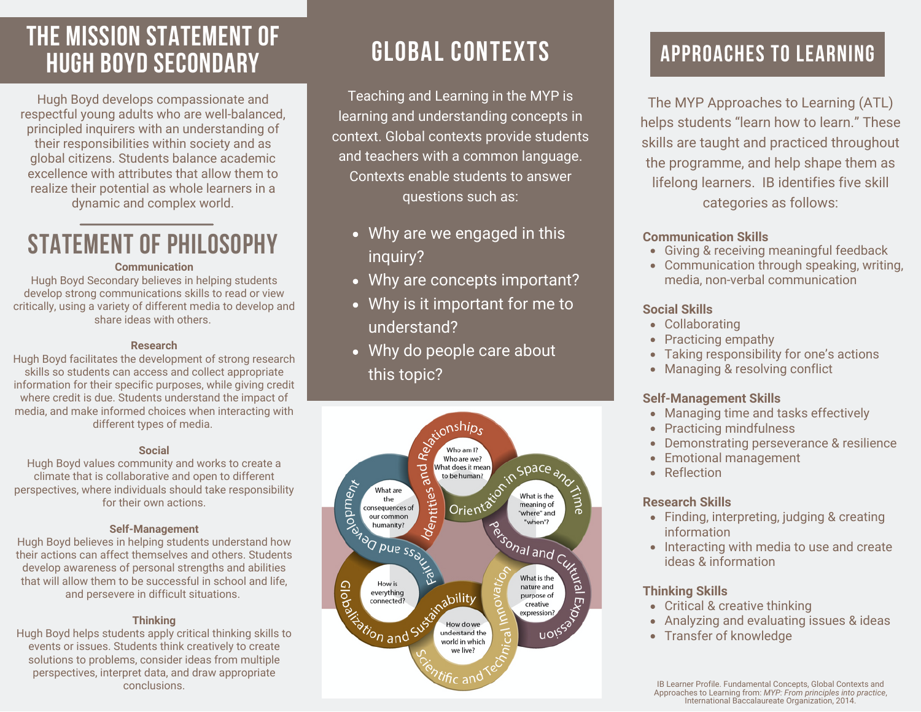# THE MISSION STATEMENT OF HUGH BOYD SECONDARY

Hugh Boyd develops compassionate and respectful young adults who are well-balanced, principled inquirers with an understanding of their responsibilities within society and as global citizens. Students balance academic excellence with attributes that allow them to realize their potential as whole learners in a dynamic and complex world.

# STATEMENT OF PHILOSOPHY

**Communication**

Hugh Boyd Secondary believes in helping students develop strong communications skills to read or view critically, using a variety of different media to develop and share ideas with others.

**Research**

Hugh Boyd facilitates the development of strong research skills so students can access and collect appropriate information for their specific purposes, while giving credit where credit is due. Students understand the impact of media, and make informed choices when interacting with different types of media.

**Social**

Hugh Boyd values community and works to create a climate that is collaborative and open to different perspectives, where individuals should take responsibility for their own actions.

**Self-Management**

Hugh Boyd believes in helping students understand how their actions can affect themselves and others. Students develop awareness of personal strengths and abilities that will allow them to be successful in school and life, and persevere in difficult situations.

**Thinking**

Hugh Boyd helps students apply critical thinking skills to events or issues. Students think creatively to create solutions to problems, consider ideas from multiple perspectives, interpret data, and draw appropriate conclusions.

# GLOBAL CONTEXTS

Teaching and Learning in the MYP is learning and understanding concepts in context. Global contexts provide students and teachers with a common language. Contexts enable students to answer questions such as:

- Why are we engaged in this inquiry?
- Why are concepts important?
- Why is it important for me to understand?
- Why do people care about this topic?

Identities and Relationships
Who am I? Who are we? What does it mean to be human?

Orientation in Space and Time
What is the meaning of "where" and "when"?

Personal and Cultural Expression
What is the nature and purpose of creative expression?

Scientific and Technical Innovation
How do we understand the world in which we live?

Globalization and Sustainability
How is everything connected?

Fairness and Development
What are the consequences of our common humanity?

# APPROACHES TO LEARNING

The MYP Approaches to Learning (ATL) helps students "learn how to learn." These skills are taught and practiced throughout the programme, and help shape them as lifelong learners. IB identifies five skill categories as follows:

**Communication Skills**
- Giving & receiving meaningful feedback
- Communication through speaking, writing, media, non-verbal communication

**Social Skills**
- Collaborating
- Practicing empathy
- Taking responsibility for one's actions
- Managing & resolving conflict

**Self-Management Skills**
- Managing time and tasks effectively
- Practicing mindfulness
- Demonstrating perseverance & resilience
- Emotional management
- Reflection

**Research Skills**
- Finding, interpreting, judging & creating information
- Interacting with media to use and create ideas & information

**Thinking Skills**
- Critical & creative thinking
- Analyzing and evaluating issues & ideas
- Transfer of knowledge

IB Learner Profile. Fundamental Concepts, Global Contexts and Approaches to Learning from: *MYP: From principles into practice*, International Baccalaureate Organization, 2014.